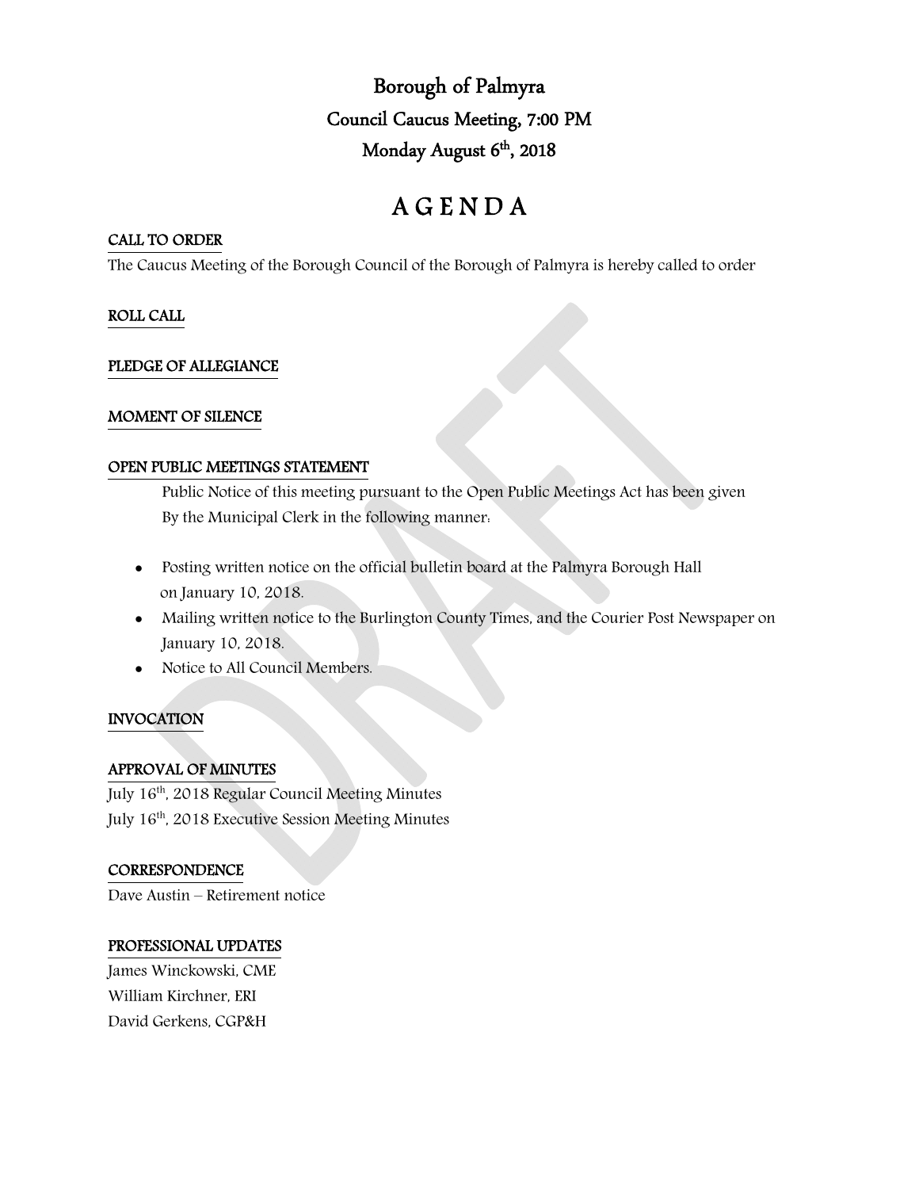# Borough of Palmyra
## Council Caucus Meeting, 7:00 PM
## Monday August 6th, 2018

# A G E N D A

**CALL TO ORDER**

The Caucus Meeting of the Borough Council of the Borough of Palmyra is hereby called to order

**ROLL CALL**

**PLEDGE OF ALLEGIANCE**

**MOMENT OF SILENCE**

**OPEN PUBLIC MEETINGS STATEMENT**

Public Notice of this meeting pursuant to the Open Public Meetings Act has been given By the Municipal Clerk in the following manner:

- Posting written notice on the official bulletin board at the Palmyra Borough Hall on January 10, 2018.
- Mailing written notice to the Burlington County Times, and the Courier Post Newspaper on January 10, 2018.
- Notice to All Council Members.

**INVOCATION**

**APPROVAL OF MINUTES**

July 16th, 2018 Regular Council Meeting Minutes
July 16th, 2018 Executive Session Meeting Minutes

**CORRESPONDENCE**

Dave Austin – Retirement notice

**PROFESSIONAL UPDATES**

James Winckowski, CME
William Kirchner, ERI
David Gerkens, CGP&H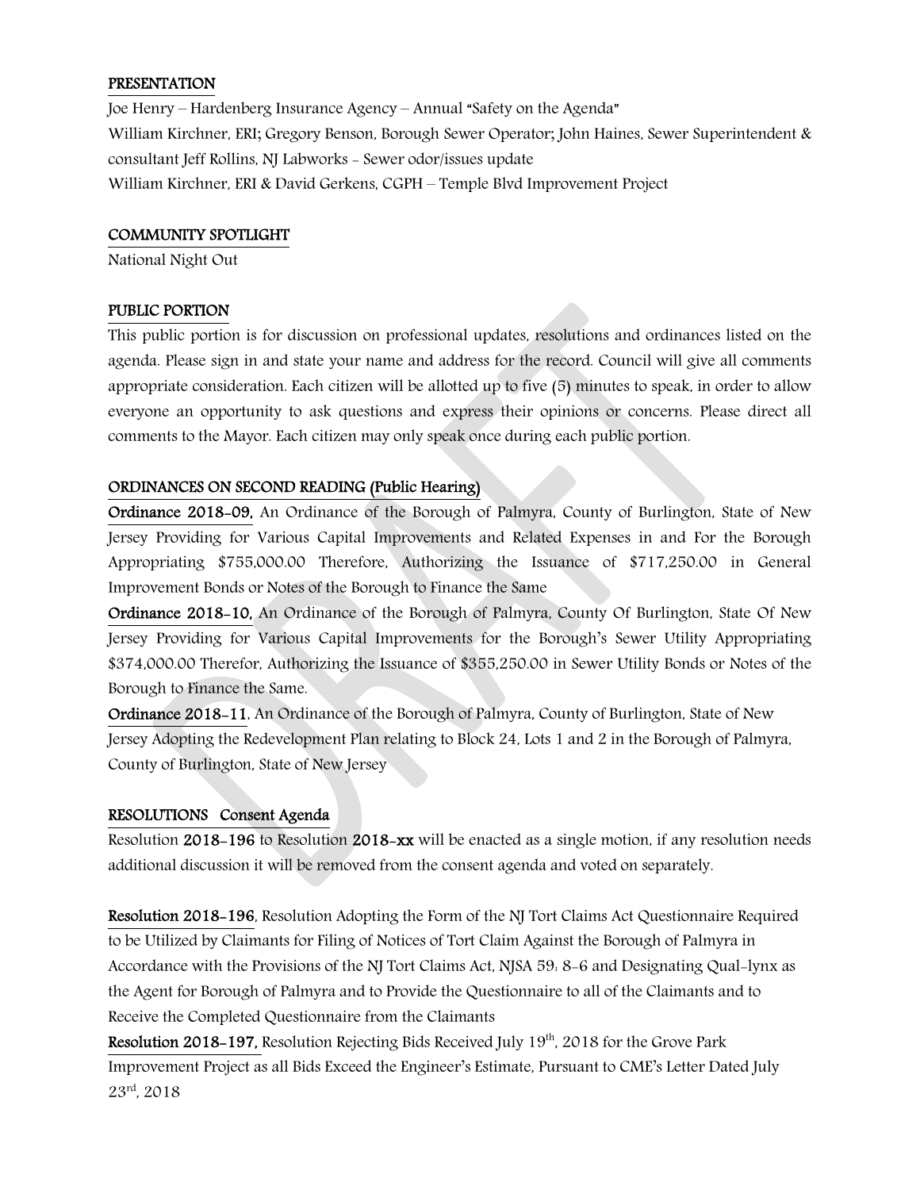## PRESENTATION

Joe Henry – Hardenberg Insurance Agency – Annual "Safety on the Agenda"
William Kirchner, ERI; Gregory Benson, Borough Sewer Operator; John Haines, Sewer Superintendent & consultant Jeff Rollins, NJ Labworks - Sewer odor/issues update
William Kirchner, ERI & David Gerkens, CGPH – Temple Blvd Improvement Project

## COMMUNITY SPOTLIGHT

National Night Out

## PUBLIC PORTION

This public portion is for discussion on professional updates, resolutions and ordinances listed on the agenda. Please sign in and state your name and address for the record. Council will give all comments appropriate consideration. Each citizen will be allotted up to five (5) minutes to speak, in order to allow everyone an opportunity to ask questions and express their opinions or concerns. Please direct all comments to the Mayor. Each citizen may only speak once during each public portion.

## ORDINANCES ON SECOND READING (Public Hearing)

**Ordinance 2018-09,** An Ordinance of the Borough of Palmyra, County of Burlington, State of New Jersey Providing for Various Capital Improvements and Related Expenses in and For the Borough Appropriating $755,000.00 Therefore, Authorizing the Issuance of $717,250.00 in General Improvement Bonds or Notes of the Borough to Finance the Same

**Ordinance 2018-10,** An Ordinance of the Borough of Palmyra, County Of Burlington, State Of New Jersey Providing for Various Capital Improvements for the Borough's Sewer Utility Appropriating $374,000.00 Therefor, Authorizing the Issuance of $355,250.00 in Sewer Utility Bonds or Notes of the Borough to Finance the Same.

**Ordinance 2018-11**, An Ordinance of the Borough of Palmyra, County of Burlington, State of New Jersey Adopting the Redevelopment Plan relating to Block 24, Lots 1 and 2 in the Borough of Palmyra, County of Burlington, State of New Jersey

## RESOLUTIONS Consent Agenda

Resolution **2018-196** to Resolution **2018-xx** will be enacted as a single motion, if any resolution needs additional discussion it will be removed from the consent agenda and voted on separately.

**Resolution 2018-196**, Resolution Adopting the Form of the NJ Tort Claims Act Questionnaire Required to be Utilized by Claimants for Filing of Notices of Tort Claim Against the Borough of Palmyra in Accordance with the Provisions of the NJ Tort Claims Act, NJSA 59: 8-6 and Designating Qual-lynx as the Agent for Borough of Palmyra and to Provide the Questionnaire to all of the Claimants and to Receive the Completed Questionnaire from the Claimants

**Resolution 2018-197,** Resolution Rejecting Bids Received July 19th, 2018 for the Grove Park Improvement Project as all Bids Exceed the Engineer's Estimate, Pursuant to CME's Letter Dated July 23rd, 2018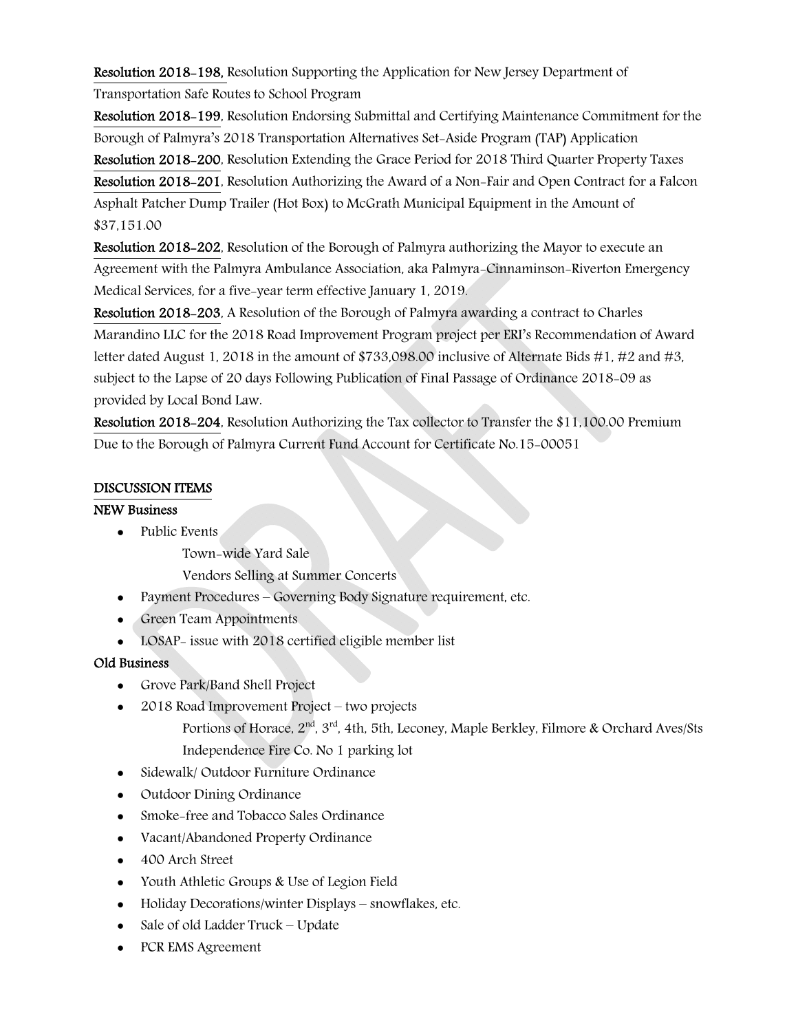**Resolution 2018-198,** Resolution Supporting the Application for New Jersey Department of Transportation Safe Routes to School Program

**Resolution 2018-199**, Resolution Endorsing Submittal and Certifying Maintenance Commitment for the Borough of Palmyra's 2018 Transportation Alternatives Set-Aside Program (TAP) Application

**Resolution 2018-200**, Resolution Extending the Grace Period for 2018 Third Quarter Property Taxes

**Resolution 2018-201**, Resolution Authorizing the Award of a Non-Fair and Open Contract for a Falcon Asphalt Patcher Dump Trailer (Hot Box) to McGrath Municipal Equipment in the Amount of $37,151.00

**Resolution 2018-202**, Resolution of the Borough of Palmyra authorizing the Mayor to execute an Agreement with the Palmyra Ambulance Association, aka Palmyra-Cinnaminson-Riverton Emergency Medical Services, for a five-year term effective January 1, 2019.

**Resolution 2018-203**, A Resolution of the Borough of Palmyra awarding a contract to Charles Marandino LLC for the 2018 Road Improvement Program project per ERI's Recommendation of Award letter dated August 1, 2018 in the amount of $733,098.00 inclusive of Alternate Bids #1, #2 and #3, subject to the Lapse of 20 days Following Publication of Final Passage of Ordinance 2018-09 as provided by Local Bond Law.

**Resolution 2018-204**, Resolution Authorizing the Tax collector to Transfer the $11,100.00 Premium Due to the Borough of Palmyra Current Fund Account for Certificate No.15-00051

**DISCUSSION ITEMS**

**NEW Business**

- Public Events
  - Town-wide Yard Sale
  - Vendors Selling at Summer Concerts
- Payment Procedures – Governing Body Signature requirement, etc.
- Green Team Appointments
- LOSAP- issue with 2018 certified eligible member list

**Old Business**

- Grove Park/Band Shell Project
- 2018 Road Improvement Project – two projects
  - Portions of Horace, 2nd, 3rd, 4th, 5th, Leconey, Maple Berkley, Filmore & Orchard Aves/Sts
  - Independence Fire Co. No 1 parking lot
- Sidewalk/ Outdoor Furniture Ordinance
- Outdoor Dining Ordinance
- Smoke-free and Tobacco Sales Ordinance
- Vacant/Abandoned Property Ordinance
- 400 Arch Street
- Youth Athletic Groups & Use of Legion Field
- Holiday Decorations/winter Displays – snowflakes, etc.
- Sale of old Ladder Truck – Update
- PCR EMS Agreement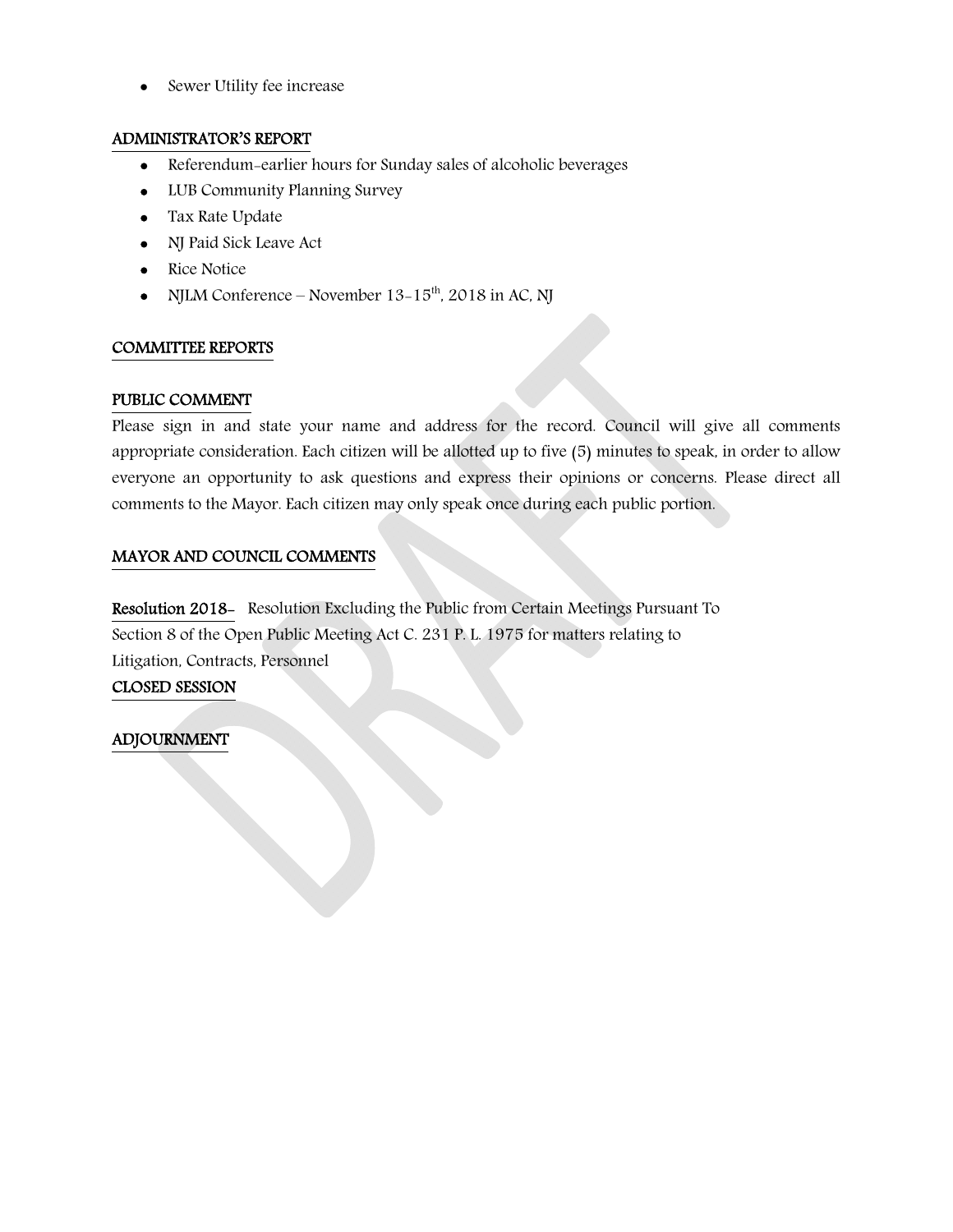- Sewer Utility fee increase

## ADMINISTRATOR'S REPORT

- Referendum-earlier hours for Sunday sales of alcoholic beverages
- LUB Community Planning Survey
- Tax Rate Update
- NJ Paid Sick Leave Act
- Rice Notice
- NJLM Conference – November 13-15th, 2018 in AC, NJ

## COMMITTEE REPORTS

## PUBLIC COMMENT

Please sign in and state your name and address for the record. Council will give all comments appropriate consideration. Each citizen will be allotted up to five (5) minutes to speak, in order to allow everyone an opportunity to ask questions and express their opinions or concerns. Please direct all comments to the Mayor. Each citizen may only speak once during each public portion.

## MAYOR AND COUNCIL COMMENTS

**Resolution 2018-** Resolution Excluding the Public from Certain Meetings Pursuant To Section 8 of the Open Public Meeting Act C. 231 P. L. 1975 for matters relating to Litigation, Contracts, Personnel

## CLOSED SESSION

## ADJOURNMENT